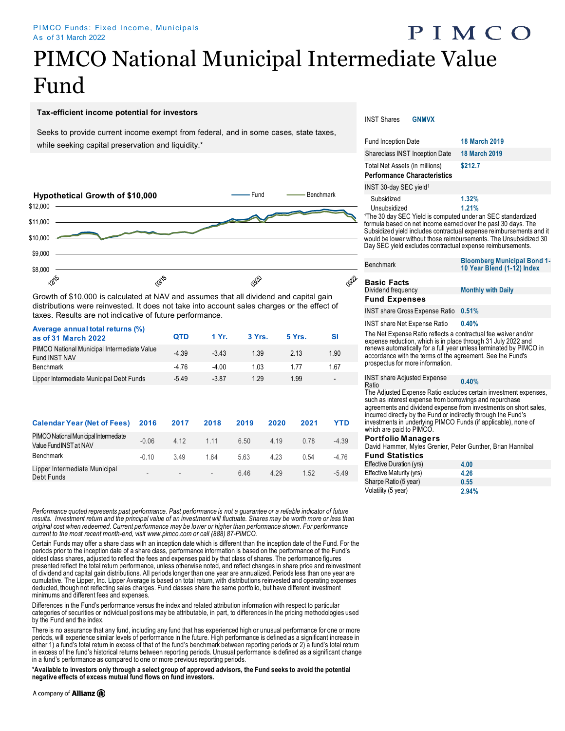PIMCO Funds: Fixed Income, Municipals
As of 31 March 2022

# PIMCO National Municipal Intermediate Value Fund

## Tax-efficient income potential for investors

Seeks to provide current income exempt from federal, and in some cases, state taxes, while seeking capital preservation and liquidity.*

### Hypothetical Growth of $10,000

Fund — Benchmark

$12,000
$11,000
$10,000
$9,000
$8,000

12/15 03/18 03/20 03/22

Growth of $10,000 is calculated at NAV and assumes that all dividend and capital gain distributions were reinvested. It does not take into account sales charges or the effect of taxes. Results are not indicative of future performance.

| Average annual total returns (%) as of 31 March 2022 | QTD | 1 Yr. | 3 Yrs. | 5 Yrs. | SI |
|---|---|---|---|---|---|
| PIMCO National Municipal Intermediate Value Fund INST NAV | -4.39 | -3.43 | 1.39 | 2.13 | 1.90 |
| Benchmark | -4.76 | -4.00 | 1.03 | 1.77 | 1.67 |
| Lipper Intermediate Municipal Debt Funds | -5.49 | -3.87 | 1.29 | 1.99 | - |

| Calendar Year (Net of Fees) | 2016 | 2017 | 2018 | 2019 | 2020 | 2021 | YTD |
|---|---|---|---|---|---|---|---|
| PIMCO National Municipal Intermediate Value Fund INST at NAV | -0.06 | 4.12 | 1.11 | 6.50 | 4.19 | 0.78 | -4.39 |
| Benchmark | -0.10 | 3.49 | 1.64 | 5.63 | 4.23 | 0.54 | -4.76 |
| Lipper Intermediate Municipal Debt Funds | - | - | - | 6.46 | 4.29 | 1.52 | -5.49 |

*Performance quoted represents past performance. Past performance is not a guarantee or a reliable indicator of future results. Investment return and the principal value of an investment will fluctuate. Shares may be worth more or less than original cost when redeemed. Current performance may be lower or higher than performance shown. For performance current to the most recent month-end, visit www.pimco.com or call (888) 87-PIMCO.*

Certain Funds may offer a share class with an inception date which is different than the inception date of the Fund. For the periods prior to the inception date of a share class, performance information is based on the performance of the Fund's oldest class shares, adjusted to reflect the fees and expenses paid by that class of shares. The performance figures presented reflect the total return performance, unless otherwise noted, and reflect changes in share price and reinvestment of dividend and capital gain distributions. All periods longer than one year are annualized. Periods less than one year are cumulative. The Lipper, Inc. Lipper Average is based on total return, with distributions reinvested and operating expenses deducted, though not reflecting sales charges. Fund classes share the same portfolio, but have different investment minimums and different fees and expenses.

Differences in the Fund's performance versus the index and related attribution information with respect to particular categories of securities or individual positions may be attributable, in part, to differences in the pricing methodologies used by the Fund and the index.

There is no assurance that any fund, including any fund that has experienced high or unusual performance for one or more periods, will experience similar levels of performance in the future. High performance is defined as a significant increase in either 1) a fund's total return in excess of that of the fund's benchmark between reporting periods or 2) a fund's total return in excess of the fund's historical returns between reporting periods. Unusual performance is defined as a significant change in a fund's performance as compared to one or more previous reporting periods.

**\*Available to investors only through a select group of approved advisors, the Fund seeks to avoid the potential negative effects of excess mutual fund flows on fund investors.**

INST Shares **GNMVX**

| | |
|---|---|
| Fund Inception Date | 18 March 2019 |
| Shareclass INST Inception Date | 18 March 2019 |
| Total Net Assets (in millions) | $212.7 |

### Performance Characteristics

INST 30-day SEC yield[1]

| | |
|---|---|
| Subsidized | 1.32% |
| Unsubsidized | 1.21% |

[1]The 30 day SEC Yield is computed under an SEC standardized formula based on net income earned over the past 30 days. The Subsidized yield includes contractual expense reimbursements and it would be lower without those reimbursements. The Unsubsidized 30 Day SEC yield excludes contractual expense reimbursements.

| | |
|---|---|
| Benchmark | Bloomberg Municipal Bond 1-10 Year Blend (1-12) Index |

### Basic Facts

| | |
|---|---|
| Dividend frequency | Monthly with Daily |

### Fund Expenses

| | |
|---|---|
| INST share Gross Expense Ratio | 0.51% |
| INST share Net Expense Ratio | 0.40% |

The Net Expense Ratio reflects a contractual fee waiver and/or expense reduction, which is in place through 31 July 2022 and renews automatically for a full year unless terminated by PIMCO in accordance with the terms of the agreement. See the Fund's prospectus for more information.

| | |
|---|---|
| INST share Adjusted Expense Ratio | 0.40% |

The Adjusted Expense Ratio excludes certain investment expenses, such as interest expense from borrowings and repurchase agreements and dividend expense from investments on short sales, incurred directly by the Fund or indirectly through the Fund's investments in underlying PIMCO Funds (if applicable), none of which are paid to PIMCO.

### Portfolio Managers

David Hammer, Myles Grenier, Peter Gunther, Brian Hannibal

### Fund Statistics

| | |
|---|---|
| Effective Duration (yrs) | 4.00 |
| Effective Maturity (yrs) | 4.26 |
| Sharpe Ratio (5 year) | 0.55 |
| Volatility (5 year) | 2.94% |

A company of Allianz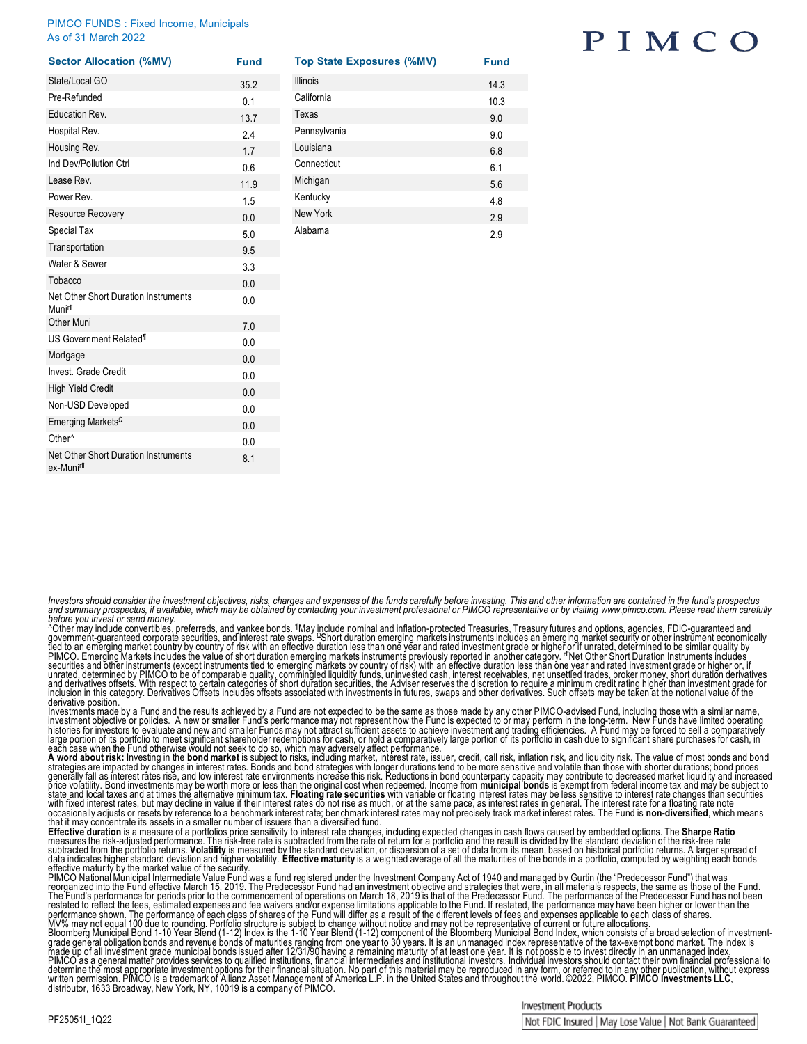PIMCO FUNDS : Fixed Income, Municipals
As of 31 March 2022

# PIMCO

| Sector Allocation (%MV) | Fund |
|---|---|
| State/Local GO | 35.2 |
| Pre-Refunded | 0.1 |
| Education Rev. | 13.7 |
| Hospital Rev. | 2.4 |
| Housing Rev. | 1.7 |
| Ind Dev/Pollution Ctrl | 0.6 |
| Lease Rev. | 11.9 |
| Power Rev. | 1.5 |
| Resource Recovery | 0.0 |
| Special Tax | 5.0 |
| Transportation | 9.5 |
| Water & Sewer | 3.3 |
| Tobacco | 0.0 |
| Net Other Short Duration Instruments Muni[†¶] | 0.0 |
| Other Muni | 7.0 |
| US Government Related[¶] | 0.0 |
| Mortgage | 0.0 |
| Invest. Grade Credit | 0.0 |
| High Yield Credit | 0.0 |
| Non-USD Developed | 0.0 |
| Emerging Markets[Ω] | 0.0 |
| Other[Δ] | 0.0 |
| Net Other Short Duration Instruments ex-Muni[†¶] | 8.1 |

| Top State Exposures (%MV) | Fund |
|---|---|
| Illinois | 14.3 |
| California | 10.3 |
| Texas | 9.0 |
| Pennsylvania | 9.0 |
| Louisiana | 6.8 |
| Connecticut | 6.1 |
| Michigan | 5.6 |
| Kentucky | 4.8 |
| New York | 2.9 |
| Alabama | 2.9 |

*Investors should consider the investment objectives, risks, charges and expenses of the funds carefully before investing. This and other information are contained in the fund's prospectus and summary prospectus, if available, which may be obtained by contacting your investment professional or PIMCO representative or by visiting www.pimco.com. Please read them carefully before you invest or send money.*

[Δ]Other may include convertibles, preferreds, and yankee bonds. [¶]May include nominal and inflation-protected Treasuries, Treasury futures and options, agencies, FDIC-guaranteed and government-guaranteed corporate securities, and interest rate swaps. [Ω]Short duration emerging markets instruments includes an emerging market security or other instrument economically tied to an emerging market country by country of risk with an effective duration less than one year and rated investment grade or higher or if unrated, determined to be similar quality by PIMCO. Emerging Markets includes the value of short duration emerging markets instruments previously reported in another category. [†¶]Net Other Short Duration Instruments includes securities and other instruments (except instruments tied to emerging markets by country of risk) with an effective duration less than one year and rated investment grade or higher or, if unrated, determined by PIMCO to be of comparable quality, commingled liquidity funds, uninvested cash, interest receivables, net unsettled trades, broker money, short duration derivatives and derivatives offsets. With respect to certain categories of short duration securities, the Adviser reserves the discretion to require a minimum credit rating higher than investment grade for inclusion in this category. Derivatives Offsets includes offsets associated with investments in futures, swaps and other derivatives. Such offsets may be taken at the notional value of the derivative position.

Investments made by a Fund and the results achieved by a Fund are not expected to be the same as those made by any other PIMCO-advised Fund, including those with a similar name, investment objective or policies. A new or smaller Fund's performance may not represent how the Fund is expected to or may perform in the long-term. New Funds have limited operating histories for investors to evaluate and new and smaller Funds may not attract sufficient assets to achieve investment and trading efficiencies. A Fund may be forced to sell a comparatively large portion of its portfolio to meet significant shareholder redemptions for cash, or hold a comparatively large portion of its portfolio in cash due to significant share purchases for cash, in each case when the Fund otherwise would not seek to do so, which may adversely affect performance.

**A word about risk:** Investing in the **bond market** is subject to risks, including market, interest rate, issuer, credit, call risk, inflation risk, and liquidity risk. The value of most bonds and bond strategies are impacted by changes in interest rates. Bonds and bond strategies with longer durations tend to be more sensitive and volatile than those with shorter durations; bond prices generally fall as interest rates rise, and low interest rate environments increase this risk. Reductions in bond counterparty capacity may contribute to decreased market liquidity and increased price volatility. Bond investments may be worth more or less than the original cost when redeemed. Income from **municipal bonds** is exempt from federal income tax and may be subject to state and local taxes and at times the alternative minimum tax. **Floating rate securities** with variable or floating interest rates may be less sensitive to interest rate changes than securities with fixed interest rates, but may decline in value if their interest rates do not rise as much, or at the same pace, as interest rates in general. The interest rate for a floating rate note occasionally adjusts or resets by reference to a benchmark interest rate; benchmark interest rates may not precisely track market interest rates. The Fund is **non-diversified**, which means that it may concentrate its assets in a smaller number of issuers than a diversified fund.

**Effective duration** is a measure of a portfolios price sensitivity to interest rate changes, including expected changes in cash flows caused by embedded options. The **Sharpe Ratio** measures the risk-adjusted performance. The risk-free rate is subtracted from the rate of return for a portfolio and the result is divided by the standard deviation of the risk-free rate subtracted from the portfolio returns. **Volatility** is measured by the standard deviation, or dispersion of a set of data from its mean, based on historical portfolio returns. A larger spread of data indicates higher standard deviation and higher volatility. **Effective maturity** is a weighted average of all the maturities of the bonds in a portfolio, computed by weighting each bonds effective maturity by the market value of the security.

PIMCO National Municipal Intermediate Value Fund was a fund registered under the Investment Company Act of 1940 and managed by Gurtin (the "Predecessor Fund") that was reorganized into the Fund effective March 15, 2019. The Predecessor Fund had an investment objective and strategies that were, in all materials respects, the same as those of the Fund. The Fund's performance for periods prior to the commencement of operations on March 18, 2019 is that of the Predecessor Fund. The performance of the Predecessor Fund has not been restated to reflect the fees, estimated expenses and fee waivers and/or expense limitations applicable to the Fund. If restated, the performance may have been higher or lower than the performance shown. The performance of each class of shares of the Fund will differ as a result of the different levels of fees and expenses applicable to each class of shares.

MV% may not equal 100 due to rounding. Portfolio structure is subject to change without notice and may not be representative of current or future allocations.

Bloomberg Municipal Bond 1-10 Year Blend (1-12) Index is the 1-10 Year Blend (1-12) component of the Bloomberg Municipal Bond Index, which consists of a broad selection of investment-grade general obligation bonds and revenue bonds of maturities ranging from one year to 30 years. It is an unmanaged index representative of the tax-exempt bond market. The index is made up of all investment grade municipal bonds issued after 12/31/90 having a remaining maturity of at least one year. It is not possible to invest directly in an unmanaged index.

PIMCO as a general matter provides services to qualified institutions, financial intermediaries and institutional investors. Individual investors should contact their own financial professional to determine the most appropriate investment options for their financial situation. No part of this material may be reproduced in any form, or referred to in any other publication, without express written permission. PIMCO is a trademark of Allianz Asset Management of America L.P. in the United States and throughout the world. ©2022, PIMCO. **PIMCO Investments LLC**, distributor, 1633 Broadway, New York, NY, 10019 is a company of PIMCO.

PF25051I_1Q22

Investment Products
Not FDIC Insured | May Lose Value | Not Bank Guaranteed